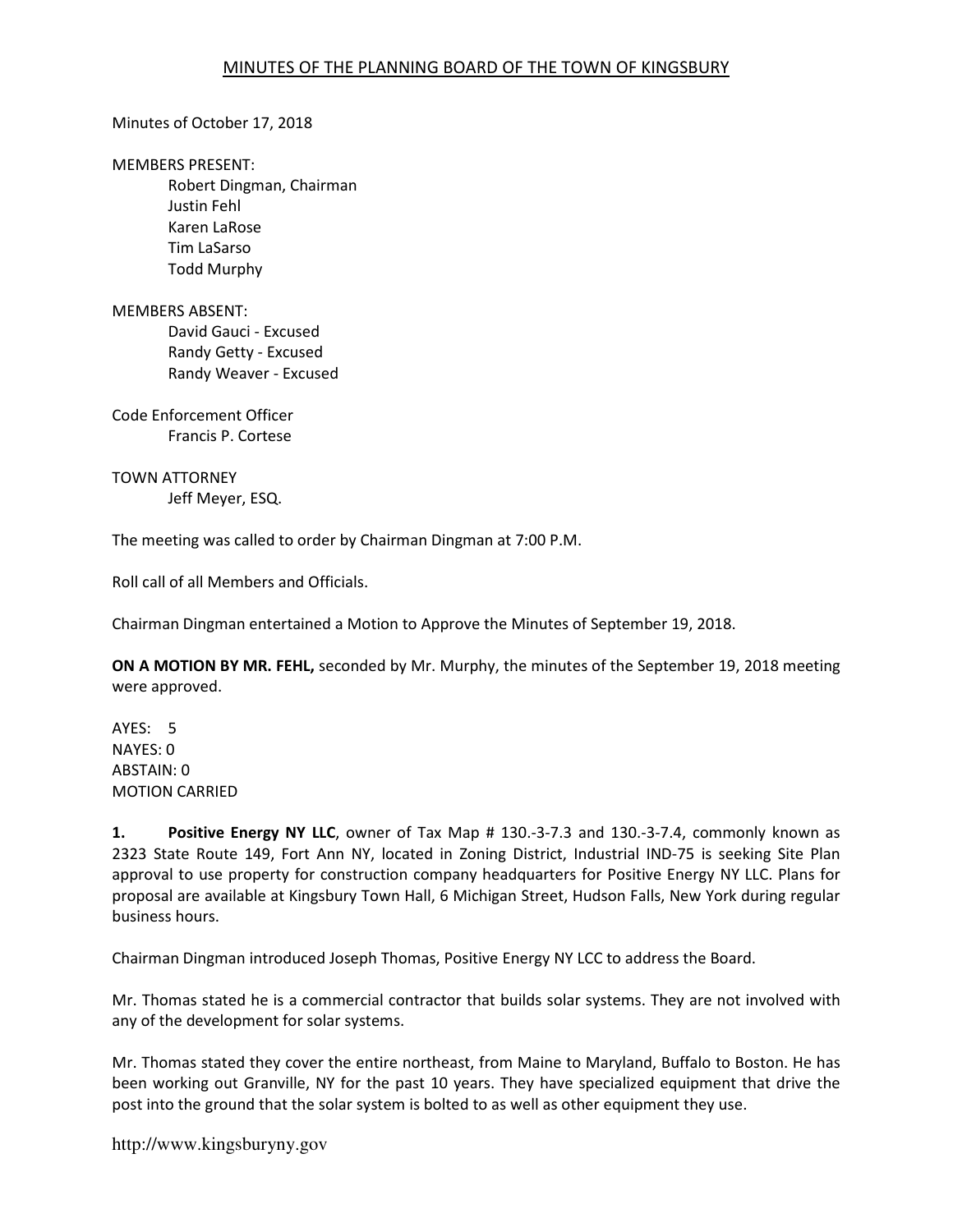# MINUTES OF THE PLANNING BOARD OF THE TOWN OF KINGSBURY

Minutes of October 17, 2018

MEMBERS PRESENT:
Robert Dingman, Chairman
Justin Fehl
Karen LaRose
Tim LaSarso
Todd Murphy

MEMBERS ABSENT:
David Gauci - Excused
Randy Getty - Excused
Randy Weaver - Excused

Code Enforcement Officer
Francis P. Cortese

TOWN ATTORNEY
Jeff Meyer, ESQ.

The meeting was called to order by Chairman Dingman at 7:00 P.M.

Roll call of all Members and Officials.

Chairman Dingman entertained a Motion to Approve the Minutes of September 19, 2018.

**ON A MOTION BY MR. FEHL,** seconded by Mr. Murphy, the minutes of the September 19, 2018 meeting were approved.

AYES: 5
NAYES: 0
ABSTAIN: 0
MOTION CARRIED

**1. Positive Energy NY LLC**, owner of Tax Map # 130.-3-7.3 and 130.-3-7.4, commonly known as 2323 State Route 149, Fort Ann NY, located in Zoning District, Industrial IND-75 is seeking Site Plan approval to use property for construction company headquarters for Positive Energy NY LLC. Plans for proposal are available at Kingsbury Town Hall, 6 Michigan Street, Hudson Falls, New York during regular business hours.

Chairman Dingman introduced Joseph Thomas, Positive Energy NY LCC to address the Board.

Mr. Thomas stated he is a commercial contractor that builds solar systems. They are not involved with any of the development for solar systems.

Mr. Thomas stated they cover the entire northeast, from Maine to Maryland, Buffalo to Boston. He has been working out Granville, NY for the past 10 years. They have specialized equipment that drive the post into the ground that the solar system is bolted to as well as other equipment they use.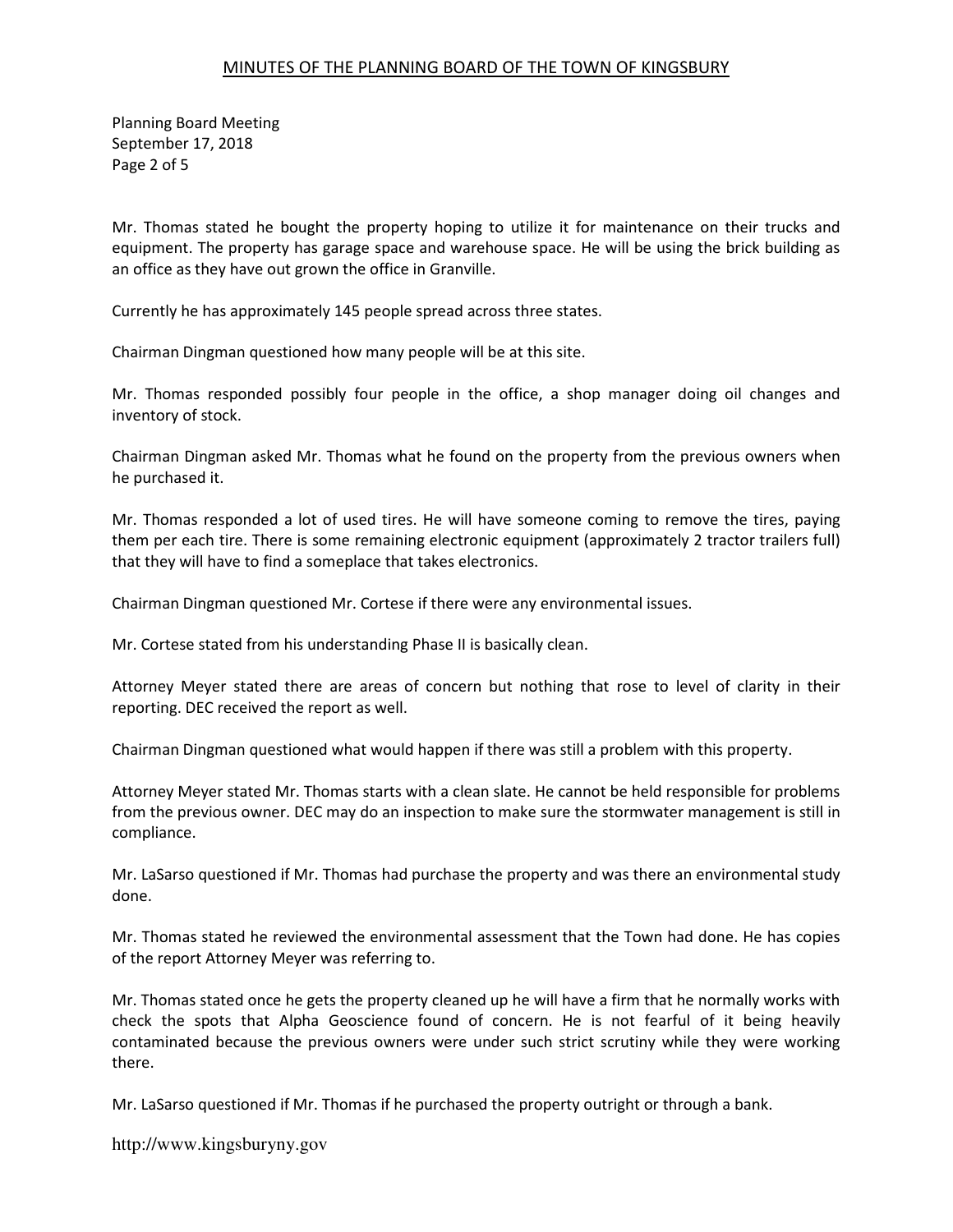Mr. Thomas stated he bought the property hoping to utilize it for maintenance on their trucks and equipment. The property has garage space and warehouse space. He will be using the brick building as an office as they have out grown the office in Granville.

Currently he has approximately 145 people spread across three states.

Chairman Dingman questioned how many people will be at this site.

Mr. Thomas responded possibly four people in the office, a shop manager doing oil changes and inventory of stock.

Chairman Dingman asked Mr. Thomas what he found on the property from the previous owners when he purchased it.

Mr. Thomas responded a lot of used tires. He will have someone coming to remove the tires, paying them per each tire. There is some remaining electronic equipment (approximately 2 tractor trailers full) that they will have to find a someplace that takes electronics.

Chairman Dingman questioned Mr. Cortese if there were any environmental issues.

Mr. Cortese stated from his understanding Phase II is basically clean.

Attorney Meyer stated there are areas of concern but nothing that rose to level of clarity in their reporting. DEC received the report as well.

Chairman Dingman questioned what would happen if there was still a problem with this property.

Attorney Meyer stated Mr. Thomas starts with a clean slate. He cannot be held responsible for problems from the previous owner. DEC may do an inspection to make sure the stormwater management is still in compliance.

Mr. LaSarso questioned if Mr. Thomas had purchase the property and was there an environmental study done.

Mr. Thomas stated he reviewed the environmental assessment that the Town had done. He has copies of the report Attorney Meyer was referring to.

Mr. Thomas stated once he gets the property cleaned up he will have a firm that he normally works with check the spots that Alpha Geoscience found of concern. He is not fearful of it being heavily contaminated because the previous owners were under such strict scrutiny while they were working there.

Mr. LaSarso questioned if Mr. Thomas if he purchased the property outright or through a bank.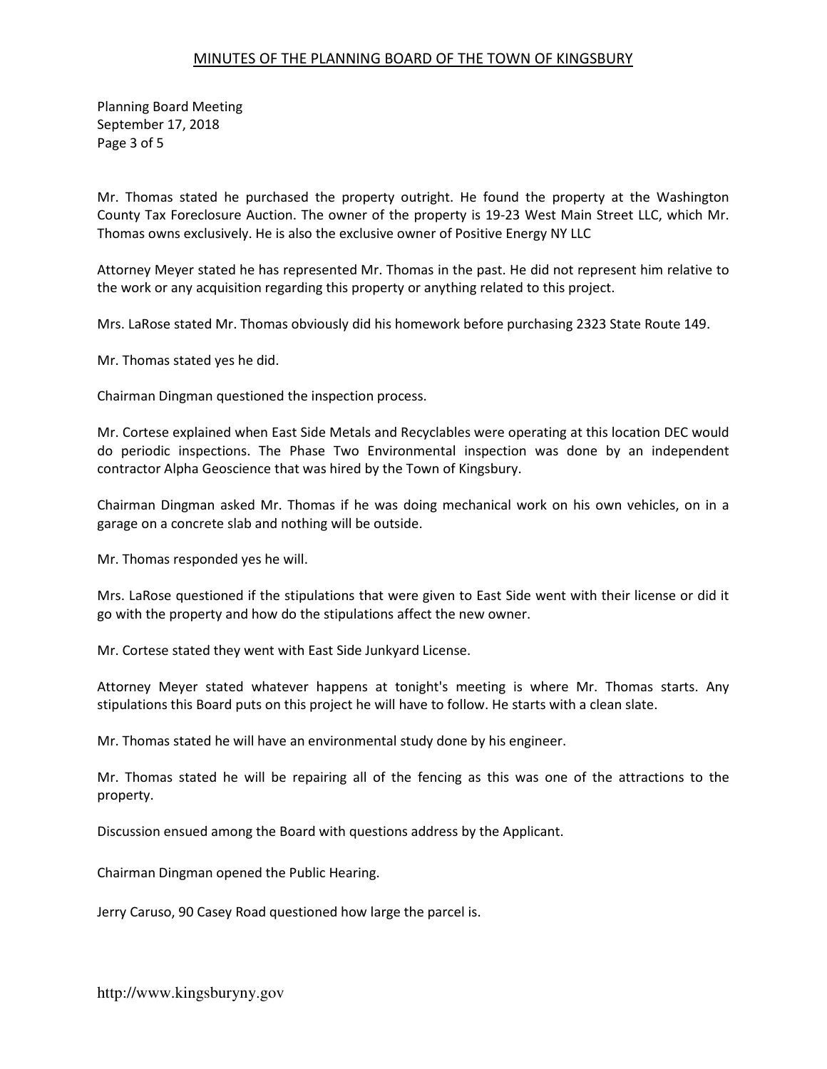Mr. Thomas stated he purchased the property outright. He found the property at the Washington County Tax Foreclosure Auction. The owner of the property is 19-23 West Main Street LLC, which Mr. Thomas owns exclusively. He is also the exclusive owner of Positive Energy NY LLC

Attorney Meyer stated he has represented Mr. Thomas in the past. He did not represent him relative to the work or any acquisition regarding this property or anything related to this project.

Mrs. LaRose stated Mr. Thomas obviously did his homework before purchasing 2323 State Route 149.

Mr. Thomas stated yes he did.

Chairman Dingman questioned the inspection process.

Mr. Cortese explained when East Side Metals and Recyclables were operating at this location DEC would do periodic inspections. The Phase Two Environmental inspection was done by an independent contractor Alpha Geoscience that was hired by the Town of Kingsbury.

Chairman Dingman asked Mr. Thomas if he was doing mechanical work on his own vehicles, on in a garage on a concrete slab and nothing will be outside.

Mr. Thomas responded yes he will.

Mrs. LaRose questioned if the stipulations that were given to East Side went with their license or did it go with the property and how do the stipulations affect the new owner.

Mr. Cortese stated they went with East Side Junkyard License.

Attorney Meyer stated whatever happens at tonight's meeting is where Mr. Thomas starts. Any stipulations this Board puts on this project he will have to follow. He starts with a clean slate.

Mr. Thomas stated he will have an environmental study done by his engineer.

Mr. Thomas stated he will be repairing all of the fencing as this was one of the attractions to the property.

Discussion ensued among the Board with questions address by the Applicant.

Chairman Dingman opened the Public Hearing.

Jerry Caruso, 90 Casey Road questioned how large the parcel is.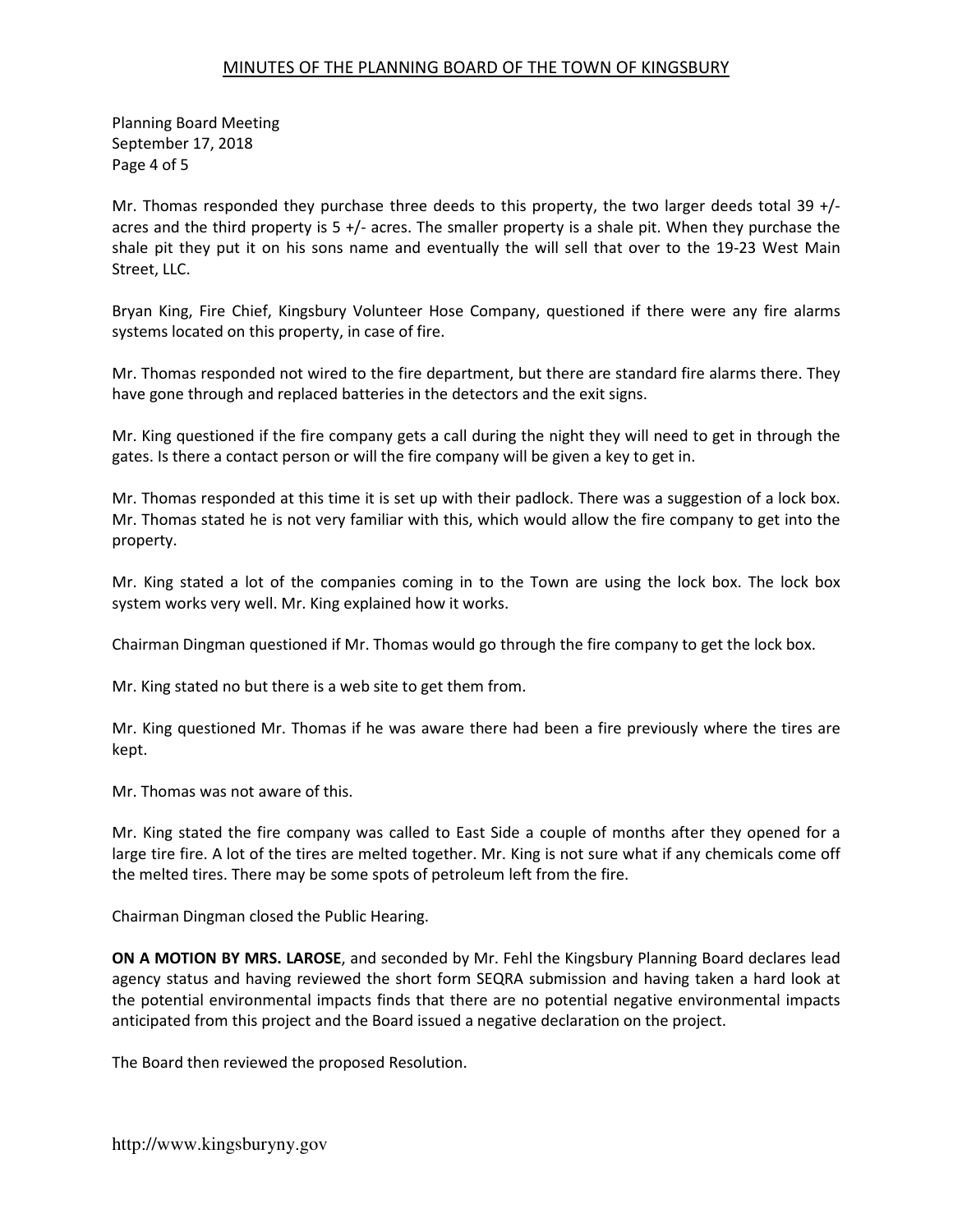Planning Board Meeting
September 17, 2018

Mr. Thomas responded they purchase three deeds to this property, the two larger deeds total 39 +/- acres and the third property is 5 +/- acres. The smaller property is a shale pit. When they purchase the shale pit they put it on his sons name and eventually the will sell that over to the 19-23 West Main Street, LLC.

Bryan King, Fire Chief, Kingsbury Volunteer Hose Company, questioned if there were any fire alarms systems located on this property, in case of fire.

Mr. Thomas responded not wired to the fire department, but there are standard fire alarms there. They have gone through and replaced batteries in the detectors and the exit signs.

Mr. King questioned if the fire company gets a call during the night they will need to get in through the gates. Is there a contact person or will the fire company will be given a key to get in.

Mr. Thomas responded at this time it is set up with their padlock. There was a suggestion of a lock box. Mr. Thomas stated he is not very familiar with this, which would allow the fire company to get into the property.

Mr. King stated a lot of the companies coming in to the Town are using the lock box. The lock box system works very well. Mr. King explained how it works.

Chairman Dingman questioned if Mr. Thomas would go through the fire company to get the lock box.

Mr. King stated no but there is a web site to get them from.

Mr. King questioned Mr. Thomas if he was aware there had been a fire previously where the tires are kept.

Mr. Thomas was not aware of this.

Mr. King stated the fire company was called to East Side a couple of months after they opened for a large tire fire. A lot of the tires are melted together. Mr. King is not sure what if any chemicals come off the melted tires. There may be some spots of petroleum left from the fire.

Chairman Dingman closed the Public Hearing.

**ON A MOTION BY MRS. LAROSE**, and seconded by Mr. Fehl the Kingsbury Planning Board declares lead agency status and having reviewed the short form SEQRA submission and having taken a hard look at the potential environmental impacts finds that there are no potential negative environmental impacts anticipated from this project and the Board issued a negative declaration on the project.

The Board then reviewed the proposed Resolution.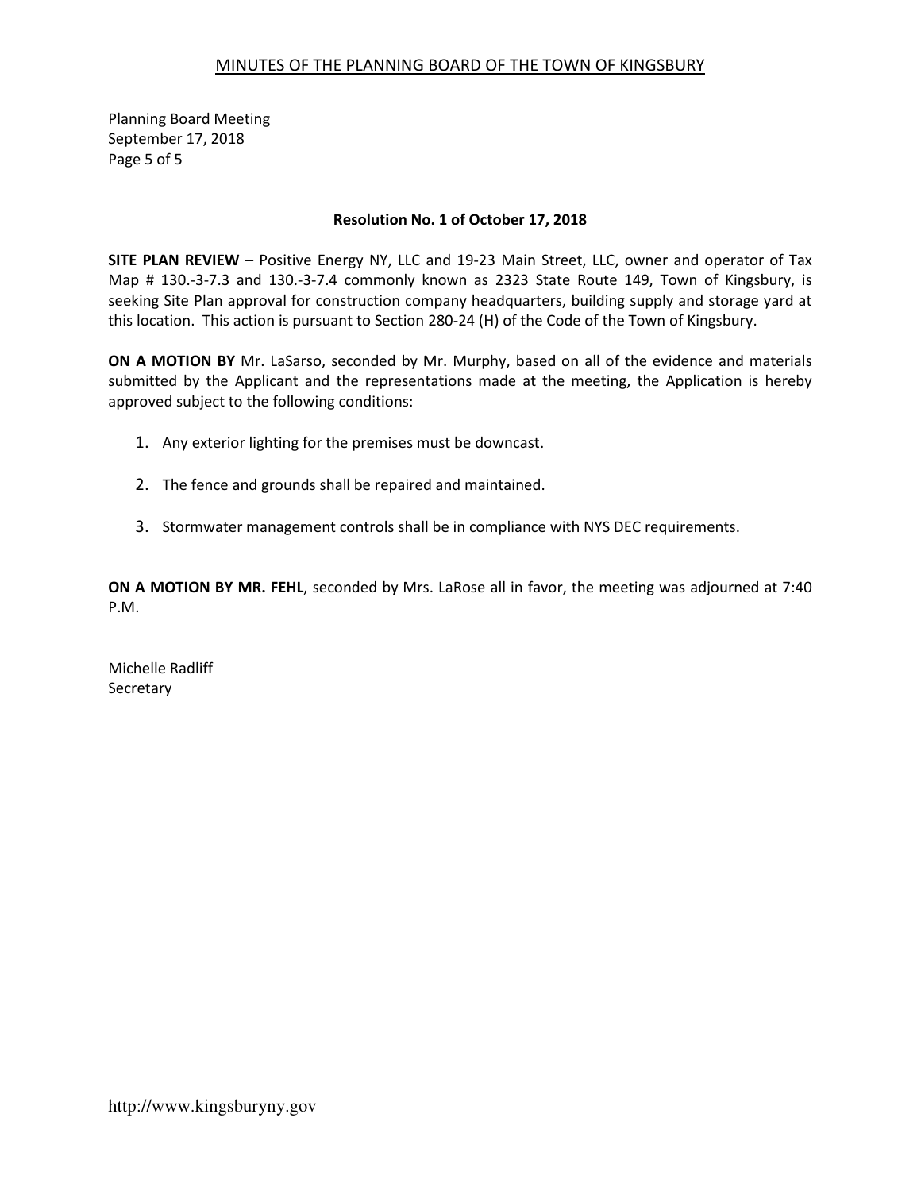Planning Board Meeting
September 17, 2018

**Resolution No. 1 of October 17, 2018**

**SITE PLAN REVIEW** – Positive Energy NY, LLC and 19-23 Main Street, LLC, owner and operator of Tax Map # 130.-3-7.3 and 130.-3-7.4 commonly known as 2323 State Route 149, Town of Kingsbury, is seeking Site Plan approval for construction company headquarters, building supply and storage yard at this location. This action is pursuant to Section 280-24 (H) of the Code of the Town of Kingsbury.

**ON A MOTION BY** Mr. LaSarso, seconded by Mr. Murphy, based on all of the evidence and materials submitted by the Applicant and the representations made at the meeting, the Application is hereby approved subject to the following conditions:

1. Any exterior lighting for the premises must be downcast.
2. The fence and grounds shall be repaired and maintained.
3. Stormwater management controls shall be in compliance with NYS DEC requirements.

**ON A MOTION BY MR. FEHL**, seconded by Mrs. LaRose all in favor, the meeting was adjourned at 7:40 P.M.

Michelle Radliff
Secretary